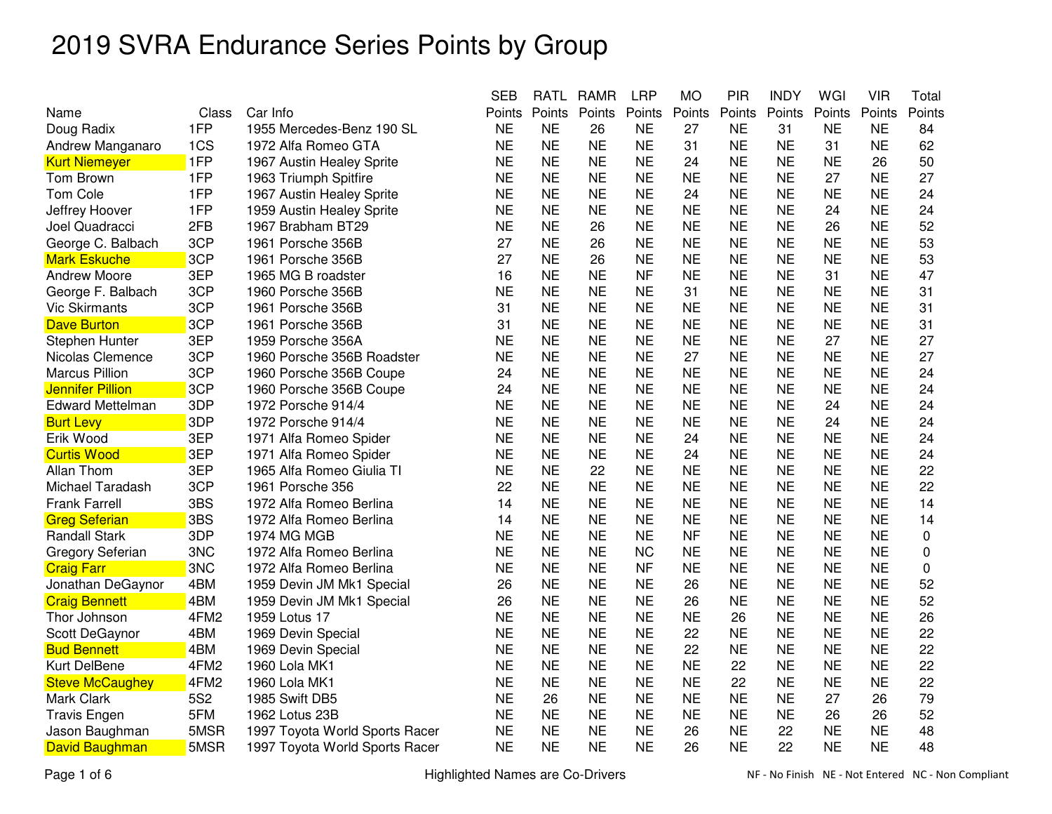# 2019 SVRA Endurance Series Points by Group

| Name | Class | Car Info | SEB Points | RATL Points | RAMR Points | LRP Points | MO Points | PIR Points | INDY Points | WGI Points | VIR Points | Total Points |
|---|---|---|---|---|---|---|---|---|---|---|---|---|
| Doug Radix | 1FP | 1955 Mercedes-Benz 190 SL | NE | NE | 26 | NE | 27 | NE | 31 | NE | NE | 84 |
| Andrew Manganaro | 1CS | 1972 Alfa Romeo GTA | NE | NE | NE | NE | 31 | NE | NE | 31 | NE | 62 |
| Kurt Niemeyer | 1FP | 1967 Austin Healey Sprite | NE | NE | NE | NE | 24 | NE | NE | NE | 26 | 50 |
| Tom Brown | 1FP | 1963 Triumph Spitfire | NE | NE | NE | NE | NE | NE | NE | 27 | NE | 27 |
| Tom Cole | 1FP | 1967 Austin Healey Sprite | NE | NE | NE | NE | 24 | NE | NE | NE | NE | 24 |
| Jeffrey Hoover | 1FP | 1959 Austin Healey Sprite | NE | NE | NE | NE | NE | NE | NE | 24 | NE | 24 |
| Joel Quadracci | 2FB | 1967 Brabham BT29 | NE | NE | 26 | NE | NE | NE | NE | 26 | NE | 52 |
| George C. Balbach | 3CP | 1961 Porsche 356B | 27 | NE | 26 | NE | NE | NE | NE | NE | NE | 53 |
| Mark Eskuche | 3CP | 1961 Porsche 356B | 27 | NE | 26 | NE | NE | NE | NE | NE | NE | 53 |
| Andrew Moore | 3EP | 1965 MG B roadster | 16 | NE | NE | NF | NE | NE | NE | 31 | NE | 47 |
| George F. Balbach | 3CP | 1960 Porsche 356B | NE | NE | NE | NE | 31 | NE | NE | NE | NE | 31 |
| Vic Skirmants | 3CP | 1961 Porsche 356B | 31 | NE | NE | NE | NE | NE | NE | NE | NE | 31 |
| Dave Burton | 3CP | 1961 Porsche 356B | 31 | NE | NE | NE | NE | NE | NE | NE | NE | 31 |
| Stephen Hunter | 3EP | 1959 Porsche 356A | NE | NE | NE | NE | NE | NE | NE | 27 | NE | 27 |
| Nicolas Clemence | 3CP | 1960 Porsche 356B Roadster | NE | NE | NE | NE | 27 | NE | NE | NE | NE | 27 |
| Marcus Pillion | 3CP | 1960 Porsche 356B Coupe | 24 | NE | NE | NE | NE | NE | NE | NE | NE | 24 |
| Jennifer Pillion | 3CP | 1960 Porsche 356B Coupe | 24 | NE | NE | NE | NE | NE | NE | NE | NE | 24 |
| Edward Mettelman | 3DP | 1972 Porsche 914/4 | NE | NE | NE | NE | NE | NE | NE | 24 | NE | 24 |
| Burt Levy | 3DP | 1972 Porsche 914/4 | NE | NE | NE | NE | NE | NE | NE | 24 | NE | 24 |
| Erik Wood | 3EP | 1971 Alfa Romeo Spider | NE | NE | NE | NE | 24 | NE | NE | NE | NE | 24 |
| Curtis Wood | 3EP | 1971 Alfa Romeo Spider | NE | NE | NE | NE | 24 | NE | NE | NE | NE | 24 |
| Allan Thom | 3EP | 1965 Alfa Romeo Giulia TI | NE | NE | 22 | NE | NE | NE | NE | NE | NE | 22 |
| Michael Taradash | 3CP | 1961 Porsche 356 | 22 | NE | NE | NE | NE | NE | NE | NE | NE | 22 |
| Frank Farrell | 3BS | 1972 Alfa Romeo Berlina | 14 | NE | NE | NE | NE | NE | NE | NE | NE | 14 |
| Greg Seferian | 3BS | 1972 Alfa Romeo Berlina | 14 | NE | NE | NE | NE | NE | NE | NE | NE | 14 |
| Randall Stark | 3DP | 1974 MG MGB | NE | NE | NE | NE | NF | NE | NE | NE | NE | 0 |
| Gregory Seferian | 3NC | 1972 Alfa Romeo Berlina | NE | NE | NE | NC | NE | NE | NE | NE | NE | 0 |
| Craig Farr | 3NC | 1972 Alfa Romeo Berlina | NE | NE | NE | NF | NE | NE | NE | NE | NE | 0 |
| Jonathan DeGaynor | 4BM | 1959 Devin JM Mk1 Special | 26 | NE | NE | NE | 26 | NE | NE | NE | NE | 52 |
| Craig Bennett | 4BM | 1959 Devin JM Mk1 Special | 26 | NE | NE | NE | 26 | NE | NE | NE | NE | 52 |
| Thor Johnson | 4FM2 | 1959 Lotus 17 | NE | NE | NE | NE | NE | 26 | NE | NE | NE | 26 |
| Scott DeGaynor | 4BM | 1969 Devin Special | NE | NE | NE | NE | 22 | NE | NE | NE | NE | 22 |
| Bud Bennett | 4BM | 1969 Devin Special | NE | NE | NE | NE | 22 | NE | NE | NE | NE | 22 |
| Kurt DelBene | 4FM2 | 1960 Lola MK1 | NE | NE | NE | NE | NE | 22 | NE | NE | NE | 22 |
| Steve McCaughey | 4FM2 | 1960 Lola MK1 | NE | NE | NE | NE | NE | 22 | NE | NE | NE | 22 |
| Mark Clark | 5S2 | 1985 Swift DB5 | NE | 26 | NE | NE | NE | NE | NE | 27 | 26 | 79 |
| Travis Engen | 5FM | 1962 Lotus 23B | NE | NE | NE | NE | NE | NE | NE | 26 | 26 | 52 |
| Jason Baughman | 5MSR | 1997 Toyota World Sports Racer | NE | NE | NE | NE | 26 | NE | 22 | NE | NE | 48 |
| David Baughman | 5MSR | 1997 Toyota World Sports Racer | NE | NE | NE | NE | 26 | NE | 22 | NE | NE | 48 |

Highlighted Names are Co-Drivers

NF - No Finish   NE - Not Entered   NC - Non Compliant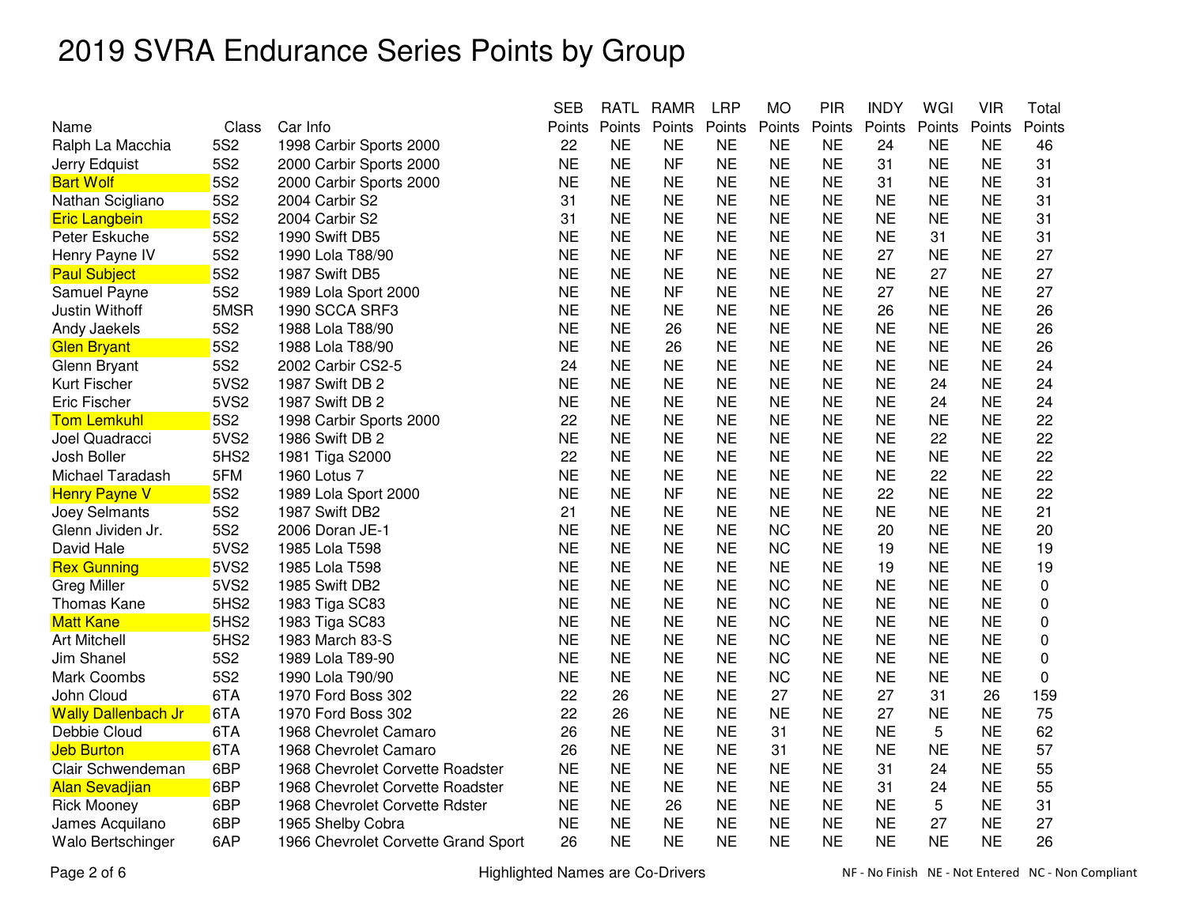# 2019 SVRA Endurance Series Points by Group

| Name | Class | Car Info | SEB Points | RATL Points | RAMR Points | LRP Points | MO Points | PIR Points | INDY Points | WGI Points | VIR Points | Total Points |
|---|---|---|---|---|---|---|---|---|---|---|---|---|
| Ralph La Macchia | 5S2 | 1998 Carbir Sports 2000 | 22 | NE | NE | NE | NE | NE | 24 | NE | NE | 46 |
| Jerry Edquist | 5S2 | 2000 Carbir Sports 2000 | NE | NE | NF | NE | NE | NE | 31 | NE | NE | 31 |
| Bart Wolf | 5S2 | 2000 Carbir Sports 2000 | NE | NE | NE | NE | NE | NE | 31 | NE | NE | 31 |
| Nathan Scigliano | 5S2 | 2004 Carbir S2 | 31 | NE | NE | NE | NE | NE | NE | NE | NE | 31 |
| Eric Langbein | 5S2 | 2004 Carbir S2 | 31 | NE | NE | NE | NE | NE | NE | NE | NE | 31 |
| Peter Eskuche | 5S2 | 1990 Swift DB5 | NE | NE | NE | NE | NE | NE | NE | 31 | NE | 31 |
| Henry Payne IV | 5S2 | 1990 Lola T88/90 | NE | NE | NF | NE | NE | NE | 27 | NE | NE | 27 |
| Paul Subject | 5S2 | 1987 Swift DB5 | NE | NE | NE | NE | NE | NE | NE | 27 | NE | 27 |
| Samuel Payne | 5S2 | 1989 Lola Sport 2000 | NE | NE | NF | NE | NE | NE | 27 | NE | NE | 27 |
| Justin Withoff | 5MSR | 1990 SCCA SRF3 | NE | NE | NE | NE | NE | NE | 26 | NE | NE | 26 |
| Andy Jaekels | 5S2 | 1988 Lola T88/90 | NE | NE | 26 | NE | NE | NE | NE | NE | NE | 26 |
| Glen Bryant | 5S2 | 1988 Lola T88/90 | NE | NE | 26 | NE | NE | NE | NE | NE | NE | 26 |
| Glenn Bryant | 5S2 | 2002 Carbir CS2-5 | 24 | NE | NE | NE | NE | NE | NE | NE | NE | 24 |
| Kurt Fischer | 5VS2 | 1987 Swift DB 2 | NE | NE | NE | NE | NE | NE | NE | 24 | NE | 24 |
| Eric Fischer | 5VS2 | 1987 Swift DB 2 | NE | NE | NE | NE | NE | NE | NE | 24 | NE | 24 |
| Tom Lemkuhl | 5S2 | 1998 Carbir Sports 2000 | 22 | NE | NE | NE | NE | NE | NE | NE | NE | 22 |
| Joel Quadracci | 5VS2 | 1986 Swift DB 2 | NE | NE | NE | NE | NE | NE | NE | 22 | NE | 22 |
| Josh Boller | 5HS2 | 1981 Tiga S2000 | 22 | NE | NE | NE | NE | NE | NE | NE | NE | 22 |
| Michael Taradash | 5FM | 1960 Lotus 7 | NE | NE | NE | NE | NE | NE | NE | 22 | NE | 22 |
| Henry Payne V | 5S2 | 1989 Lola Sport 2000 | NE | NE | NF | NE | NE | NE | 22 | NE | NE | 22 |
| Joey Selmants | 5S2 | 1987 Swift DB2 | 21 | NE | NE | NE | NE | NE | NE | NE | NE | 21 |
| Glenn Jividen Jr. | 5S2 | 2006 Doran JE-1 | NE | NE | NE | NE | NC | NE | 20 | NE | NE | 20 |
| David Hale | 5VS2 | 1985 Lola T598 | NE | NE | NE | NE | NC | NE | 19 | NE | NE | 19 |
| Rex Gunning | 5VS2 | 1985 Lola T598 | NE | NE | NE | NE | NE | NE | 19 | NE | NE | 19 |
| Greg Miller | 5VS2 | 1985 Swift DB2 | NE | NE | NE | NE | NC | NE | NE | NE | NE | 0 |
| Thomas Kane | 5HS2 | 1983 Tiga SC83 | NE | NE | NE | NE | NC | NE | NE | NE | NE | 0 |
| Matt Kane | 5HS2 | 1983 Tiga SC83 | NE | NE | NE | NE | NC | NE | NE | NE | NE | 0 |
| Art Mitchell | 5HS2 | 1983 March 83-S | NE | NE | NE | NE | NC | NE | NE | NE | NE | 0 |
| Jim Shanel | 5S2 | 1989 Lola T89-90 | NE | NE | NE | NE | NC | NE | NE | NE | NE | 0 |
| Mark Coombs | 5S2 | 1990 Lola T90/90 | NE | NE | NE | NE | NC | NE | NE | NE | NE | 0 |
| John Cloud | 6TA | 1970 Ford Boss 302 | 22 | 26 | NE | NE | 27 | NE | 27 | 31 | 26 | 159 |
| Wally Dallenbach Jr | 6TA | 1970 Ford Boss 302 | 22 | 26 | NE | NE | NE | NE | 27 | NE | NE | 75 |
| Debbie Cloud | 6TA | 1968 Chevrolet Camaro | 26 | NE | NE | NE | 31 | NE | NE | 5 | NE | 62 |
| Jeb Burton | 6TA | 1968 Chevrolet Camaro | 26 | NE | NE | NE | 31 | NE | NE | NE | NE | 57 |
| Clair Schwendeman | 6BP | 1968 Chevrolet Corvette Roadster | NE | NE | NE | NE | NE | NE | 31 | 24 | NE | 55 |
| Alan Sevadjian | 6BP | 1968 Chevrolet Corvette Roadster | NE | NE | NE | NE | NE | NE | 31 | 24 | NE | 55 |
| Rick Mooney | 6BP | 1968 Chevrolet Corvette Rdster | NE | NE | 26 | NE | NE | NE | NE | 5 | NE | 31 |
| James Acquilano | 6BP | 1965 Shelby Cobra | NE | NE | NE | NE | NE | NE | NE | 27 | NE | 27 |
| Walo Bertschinger | 6AP | 1966 Chevrolet Corvette Grand Sport | 26 | NE | NE | NE | NE | NE | NE | NE | NE | 26 |

Highlighted Names are Co-Drivers

NF - No Finish NE - Not Entered NC - Non Compliant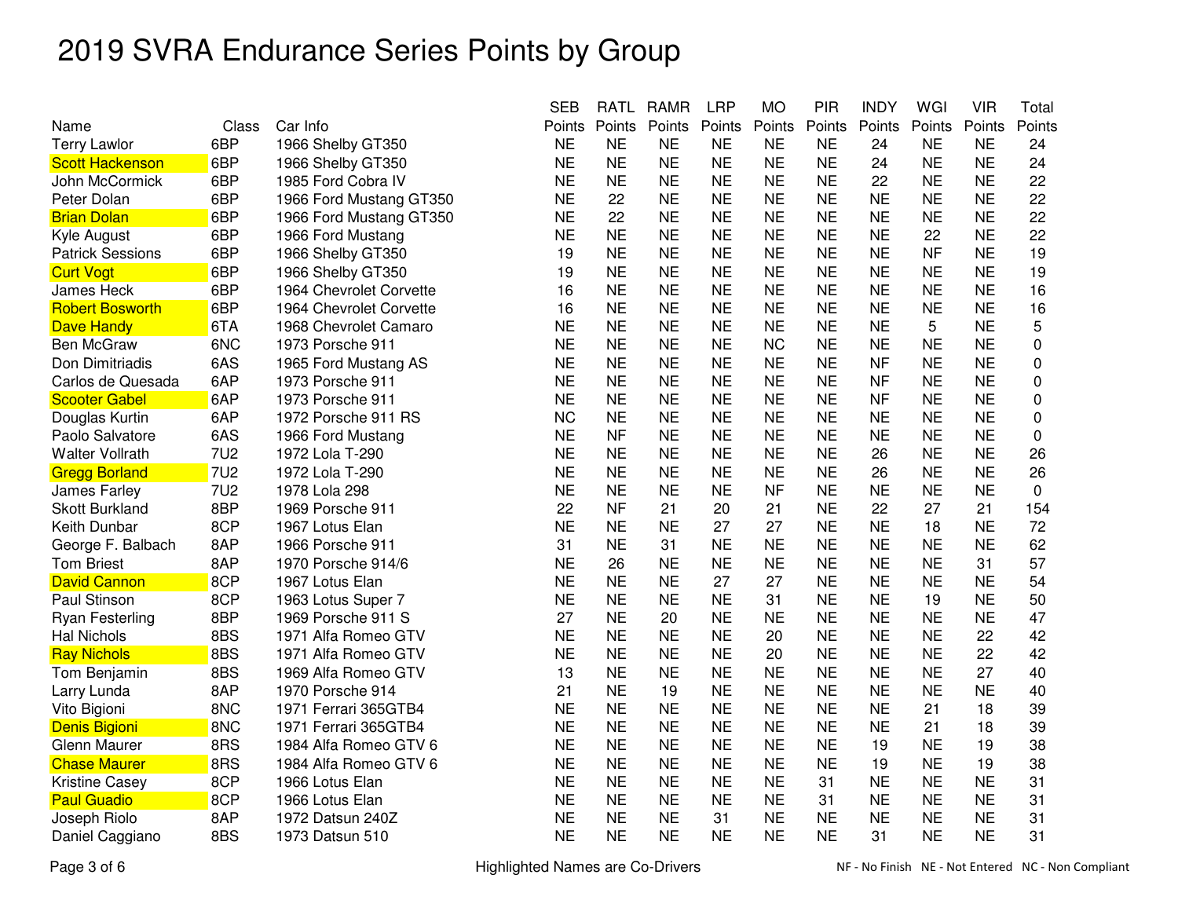# 2019 SVRA Endurance Series Points by Group

| Name | Class | Car Info | SEB Points | RATL Points | RAMR Points | LRP Points | MO Points | PIR Points | INDY Points | WGI Points | VIR Points | Total Points |
|---|---|---|---|---|---|---|---|---|---|---|---|---|
| Terry Lawlor | 6BP | 1966 Shelby GT350 | NE | NE | NE | NE | NE | NE | 24 | NE | NE | 24 |
| Scott Hackenson | 6BP | 1966 Shelby GT350 | NE | NE | NE | NE | NE | NE | 24 | NE | NE | 24 |
| John McCormick | 6BP | 1985 Ford Cobra IV | NE | NE | NE | NE | NE | NE | 22 | NE | NE | 22 |
| Peter Dolan | 6BP | 1966 Ford Mustang GT350 | NE | 22 | NE | NE | NE | NE | NE | NE | NE | 22 |
| Brian Dolan | 6BP | 1966 Ford Mustang GT350 | NE | 22 | NE | NE | NE | NE | NE | NE | NE | 22 |
| Kyle August | 6BP | 1966 Ford Mustang | NE | NE | NE | NE | NE | NE | NE | 22 | NE | 22 |
| Patrick Sessions | 6BP | 1966 Shelby GT350 | 19 | NE | NE | NE | NE | NE | NE | NF | NE | 19 |
| Curt Vogt | 6BP | 1966 Shelby GT350 | 19 | NE | NE | NE | NE | NE | NE | NE | NE | 19 |
| James Heck | 6BP | 1964 Chevrolet Corvette | 16 | NE | NE | NE | NE | NE | NE | NE | NE | 16 |
| Robert Bosworth | 6BP | 1964 Chevrolet Corvette | 16 | NE | NE | NE | NE | NE | NE | NE | NE | 16 |
| Dave Handy | 6TA | 1968 Chevrolet Camaro | NE | NE | NE | NE | NE | NE | NE | 5 | NE | 5 |
| Ben McGraw | 6NC | 1973 Porsche 911 | NE | NE | NE | NE | NC | NE | NE | NE | NE | 0 |
| Don Dimitriadis | 6AS | 1965 Ford Mustang AS | NE | NE | NE | NE | NE | NE | NF | NE | NE | 0 |
| Carlos de Quesada | 6AP | 1973 Porsche 911 | NE | NE | NE | NE | NE | NE | NF | NE | NE | 0 |
| Scooter Gabel | 6AP | 1973 Porsche 911 | NE | NE | NE | NE | NE | NE | NF | NE | NE | 0 |
| Douglas Kurtin | 6AP | 1972 Porsche 911 RS | NC | NE | NE | NE | NE | NE | NE | NE | NE | 0 |
| Paolo Salvatore | 6AS | 1966 Ford Mustang | NE | NF | NE | NE | NE | NE | NE | NE | NE | 0 |
| Walter Vollrath | 7U2 | 1972 Lola T-290 | NE | NE | NE | NE | NE | NE | 26 | NE | NE | 26 |
| Gregg Borland | 7U2 | 1972 Lola T-290 | NE | NE | NE | NE | NE | NE | 26 | NE | NE | 26 |
| James Farley | 7U2 | 1978 Lola 298 | NE | NE | NE | NE | NF | NE | NE | NE | NE | 0 |
| Skott Burkland | 8BP | 1969 Porsche 911 | 22 | NF | 21 | 20 | 21 | NE | 22 | 27 | 21 | 154 |
| Keith Dunbar | 8CP | 1967 Lotus Elan | NE | NE | NE | 27 | 27 | NE | NE | 18 | NE | 72 |
| George F. Balbach | 8AP | 1966 Porsche 911 | 31 | NE | 31 | NE | NE | NE | NE | NE | NE | 62 |
| Tom Briest | 8AP | 1970 Porsche 914/6 | NE | 26 | NE | NE | NE | NE | NE | NE | 31 | 57 |
| David Cannon | 8CP | 1967 Lotus Elan | NE | NE | NE | 27 | 27 | NE | NE | NE | NE | 54 |
| Paul Stinson | 8CP | 1963 Lotus Super 7 | NE | NE | NE | NE | 31 | NE | NE | 19 | NE | 50 |
| Ryan Festerling | 8BP | 1969 Porsche 911 S | 27 | NE | 20 | NE | NE | NE | NE | NE | NE | 47 |
| Hal Nichols | 8BS | 1971 Alfa Romeo GTV | NE | NE | NE | NE | 20 | NE | NE | NE | 22 | 42 |
| Ray Nichols | 8BS | 1971 Alfa Romeo GTV | NE | NE | NE | NE | 20 | NE | NE | NE | 22 | 42 |
| Tom Benjamin | 8BS | 1969 Alfa Romeo GTV | 13 | NE | NE | NE | NE | NE | NE | NE | 27 | 40 |
| Larry Lunda | 8AP | 1970 Porsche 914 | 21 | NE | 19 | NE | NE | NE | NE | NE | NE | 40 |
| Vito Bigioni | 8NC | 1971 Ferrari 365GTB4 | NE | NE | NE | NE | NE | NE | NE | 21 | 18 | 39 |
| Denis Bigioni | 8NC | 1971 Ferrari 365GTB4 | NE | NE | NE | NE | NE | NE | NE | 21 | 18 | 39 |
| Glenn Maurer | 8RS | 1984 Alfa Romeo GTV 6 | NE | NE | NE | NE | NE | NE | 19 | NE | 19 | 38 |
| Chase Maurer | 8RS | 1984 Alfa Romeo GTV 6 | NE | NE | NE | NE | NE | NE | 19 | NE | 19 | 38 |
| Kristine Casey | 8CP | 1966 Lotus Elan | NE | NE | NE | NE | NE | 31 | NE | NE | NE | 31 |
| Paul Guadio | 8CP | 1966 Lotus Elan | NE | NE | NE | NE | NE | 31 | NE | NE | NE | 31 |
| Joseph Riolo | 8AP | 1972 Datsun 240Z | NE | NE | NE | 31 | NE | NE | NE | NE | NE | 31 |
| Daniel Caggiano | 8BS | 1973 Datsun 510 | NE | NE | NE | NE | NE | NE | 31 | NE | NE | 31 |

Highlighted Names are Co-Drivers

NF - No Finish NE - Not Entered NC - Non Compliant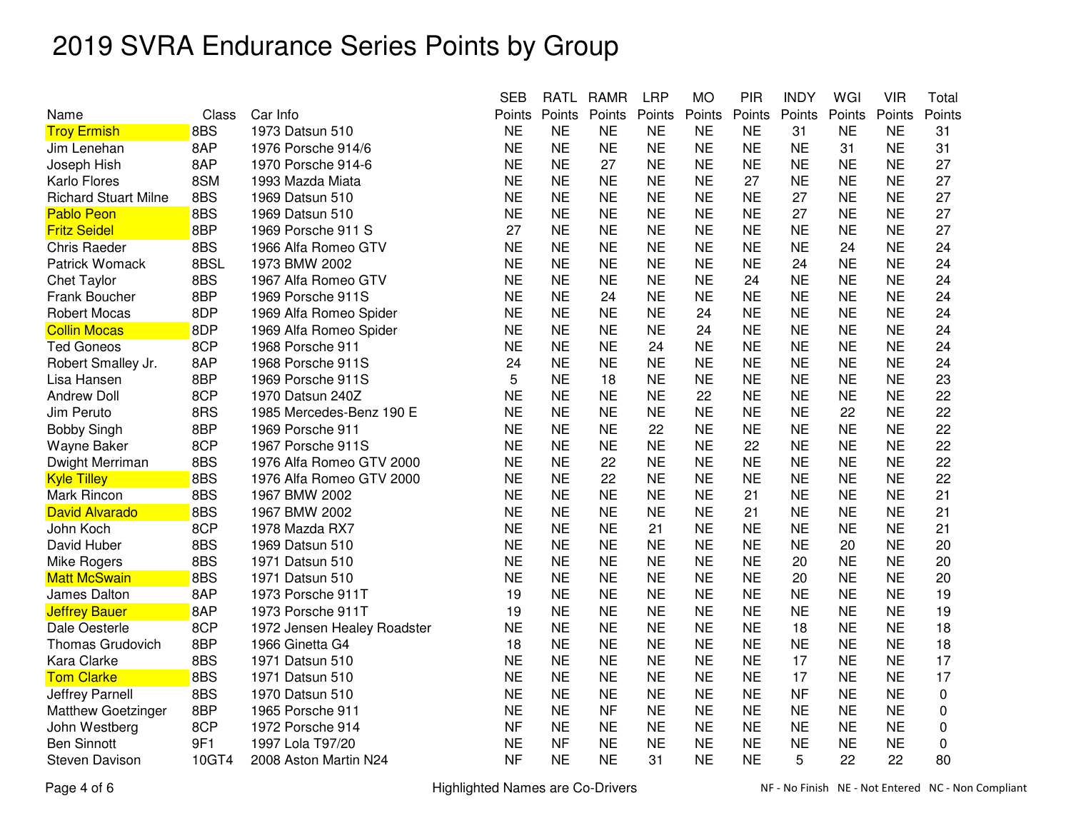# 2019 SVRA Endurance Series Points by Group

| Name | Class | Car Info | SEB Points | RATL Points | RAMR Points | LRP Points | MO Points | PIR Points | INDY Points | WGI Points | VIR Points | Total Points |
|---|---|---|---|---|---|---|---|---|---|---|---|---|
| Troy Ermish | 8BS | 1973 Datsun 510 | NE | NE | NE | NE | NE | NE | 31 | NE | NE | 31 |
| Jim Lenehan | 8AP | 1976 Porsche 914/6 | NE | NE | NE | NE | NE | NE | NE | 31 | NE | 31 |
| Joseph Hish | 8AP | 1970 Porsche 914-6 | NE | NE | 27 | NE | NE | NE | NE | NE | NE | 27 |
| Karlo Flores | 8SM | 1993 Mazda Miata | NE | NE | NE | NE | NE | 27 | NE | NE | NE | 27 |
| Richard Stuart Milne | 8BS | 1969 Datsun 510 | NE | NE | NE | NE | NE | NE | 27 | NE | NE | 27 |
| Pablo Peon | 8BS | 1969 Datsun 510 | NE | NE | NE | NE | NE | NE | 27 | NE | NE | 27 |
| Fritz Seidel | 8BP | 1969 Porsche 911 S | 27 | NE | NE | NE | NE | NE | NE | NE | NE | 27 |
| Chris Raeder | 8BS | 1966 Alfa Romeo GTV | NE | NE | NE | NE | NE | NE | NE | 24 | NE | 24 |
| Patrick Womack | 8BSL | 1973 BMW 2002 | NE | NE | NE | NE | NE | NE | 24 | NE | NE | 24 |
| Chet Taylor | 8BS | 1967 Alfa Romeo GTV | NE | NE | NE | NE | NE | 24 | NE | NE | NE | 24 |
| Frank Boucher | 8BP | 1969 Porsche 911S | NE | NE | 24 | NE | NE | NE | NE | NE | NE | 24 |
| Robert Mocas | 8DP | 1969 Alfa Romeo Spider | NE | NE | NE | NE | 24 | NE | NE | NE | NE | 24 |
| Collin Mocas | 8DP | 1969 Alfa Romeo Spider | NE | NE | NE | NE | 24 | NE | NE | NE | NE | 24 |
| Ted Goneos | 8CP | 1968 Porsche 911 | NE | NE | NE | 24 | NE | NE | NE | NE | NE | 24 |
| Robert Smalley Jr. | 8AP | 1968 Porsche 911S | 24 | NE | NE | NE | NE | NE | NE | NE | NE | 24 |
| Lisa Hansen | 8BP | 1969 Porsche 911S | 5 | NE | 18 | NE | NE | NE | NE | NE | NE | 23 |
| Andrew Doll | 8CP | 1970 Datsun 240Z | NE | NE | NE | NE | 22 | NE | NE | NE | NE | 22 |
| Jim Peruto | 8RS | 1985 Mercedes-Benz 190 E | NE | NE | NE | NE | NE | NE | NE | 22 | NE | 22 |
| Bobby Singh | 8BP | 1969 Porsche 911 | NE | NE | NE | 22 | NE | NE | NE | NE | NE | 22 |
| Wayne Baker | 8CP | 1967 Porsche 911S | NE | NE | NE | NE | NE | 22 | NE | NE | NE | 22 |
| Dwight Merriman | 8BS | 1976 Alfa Romeo GTV 2000 | NE | NE | 22 | NE | NE | NE | NE | NE | NE | 22 |
| Kyle Tilley | 8BS | 1976 Alfa Romeo GTV 2000 | NE | NE | 22 | NE | NE | NE | NE | NE | NE | 22 |
| Mark Rincon | 8BS | 1967 BMW 2002 | NE | NE | NE | NE | NE | 21 | NE | NE | NE | 21 |
| David Alvarado | 8BS | 1967 BMW 2002 | NE | NE | NE | NE | NE | 21 | NE | NE | NE | 21 |
| John Koch | 8CP | 1978 Mazda RX7 | NE | NE | NE | 21 | NE | NE | NE | NE | NE | 21 |
| David Huber | 8BS | 1969 Datsun 510 | NE | NE | NE | NE | NE | NE | NE | 20 | NE | 20 |
| Mike Rogers | 8BS | 1971 Datsun 510 | NE | NE | NE | NE | NE | NE | 20 | NE | NE | 20 |
| Matt McSwain | 8BS | 1971 Datsun 510 | NE | NE | NE | NE | NE | NE | 20 | NE | NE | 20 |
| James Dalton | 8AP | 1973 Porsche 911T | 19 | NE | NE | NE | NE | NE | NE | NE | NE | 19 |
| Jeffrey Bauer | 8AP | 1973 Porsche 911T | 19 | NE | NE | NE | NE | NE | NE | NE | NE | 19 |
| Dale Oesterle | 8CP | 1972 Jensen Healey Roadster | NE | NE | NE | NE | NE | NE | 18 | NE | NE | 18 |
| Thomas Grudovich | 8BP | 1966 Ginetta G4 | 18 | NE | NE | NE | NE | NE | NE | NE | NE | 18 |
| Kara Clarke | 8BS | 1971 Datsun 510 | NE | NE | NE | NE | NE | NE | 17 | NE | NE | 17 |
| Tom Clarke | 8BS | 1971 Datsun 510 | NE | NE | NE | NE | NE | NE | 17 | NE | NE | 17 |
| Jeffrey Parnell | 8BS | 1970 Datsun 510 | NE | NE | NE | NE | NE | NE | NF | NE | NE | 0 |
| Matthew Goetzinger | 8BP | 1965 Porsche 911 | NE | NE | NF | NE | NE | NE | NE | NE | NE | 0 |
| John Westberg | 8CP | 1972 Porsche 914 | NF | NE | NE | NE | NE | NE | NE | NE | NE | 0 |
| Ben Sinnott | 9F1 | 1997 Lola T97/20 | NE | NF | NE | NE | NE | NE | NE | NE | NE | 0 |
| Steven Davison | 10GT4 | 2008 Aston Martin N24 | NF | NE | NE | 31 | NE | NE | 5 | 22 | 22 | 80 |

Highlighted Names are Co-Drivers

NF - No Finish NE - Not Entered NC - Non Compliant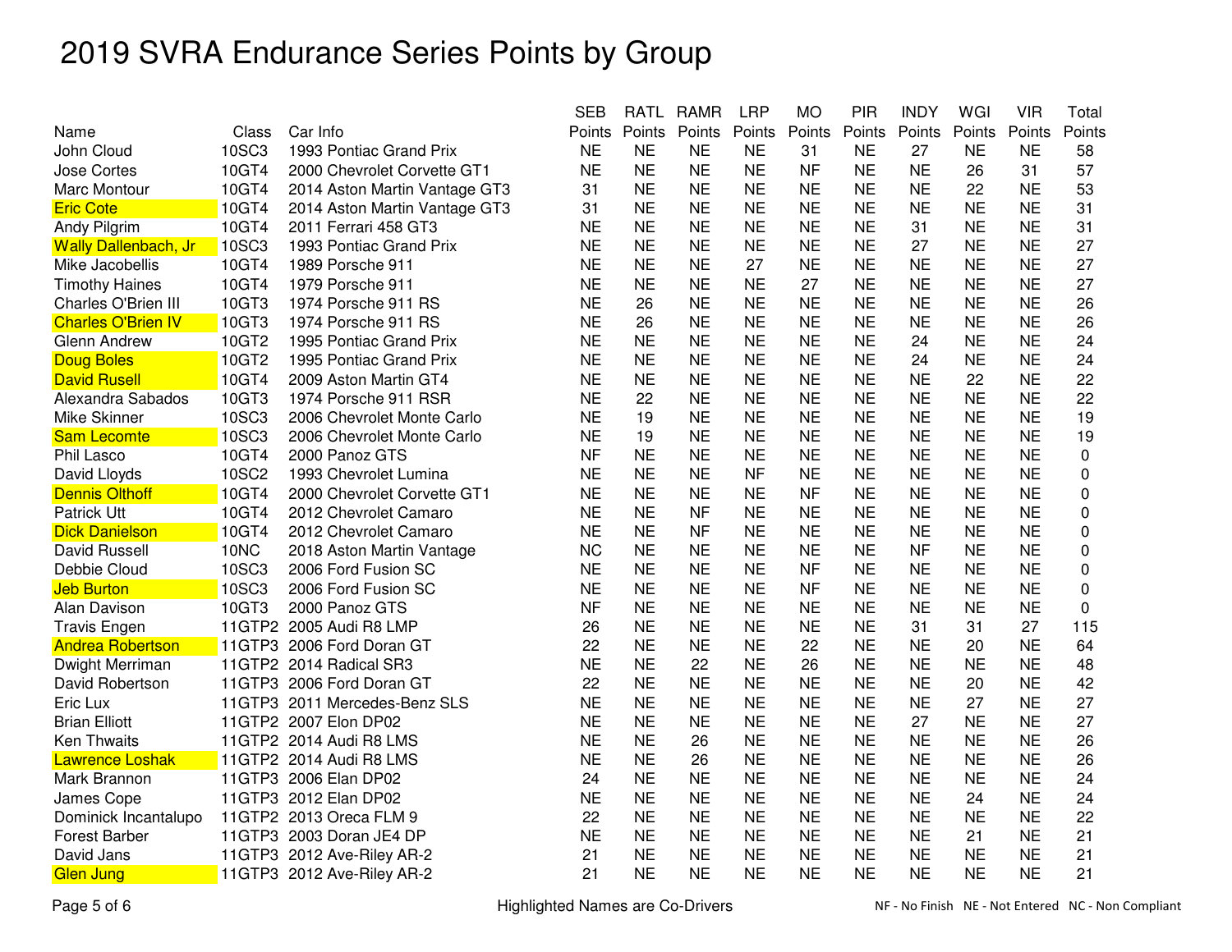# 2019 SVRA Endurance Series Points by Group

| Name | Class | Car Info | SEB Points | RATL Points | RAMR Points | LRP Points | MO Points | PIR Points | INDY Points | WGI Points | VIR Points | Total Points |
|---|---|---|---|---|---|---|---|---|---|---|---|---|
| John Cloud | 10SC3 | 1993 Pontiac Grand Prix | NE | NE | NE | NE | 31 | NE | 27 | NE | NE | 58 |
| Jose Cortes | 10GT4 | 2000 Chevrolet Corvette GT1 | NE | NE | NE | NE | NF | NE | NE | 26 | 31 | 57 |
| Marc Montour | 10GT4 | 2014 Aston Martin Vantage GT3 | 31 | NE | NE | NE | NE | NE | NE | 22 | NE | 53 |
| Eric Cote | 10GT4 | 2014 Aston Martin Vantage GT3 | 31 | NE | NE | NE | NE | NE | NE | NE | NE | 31 |
| Andy Pilgrim | 10GT4 | 2011 Ferrari 458 GT3 | NE | NE | NE | NE | NE | NE | 31 | NE | NE | 31 |
| Wally Dallenbach, Jr | 10SC3 | 1993 Pontiac Grand Prix | NE | NE | NE | NE | NE | NE | 27 | NE | NE | 27 |
| Mike Jacobellis | 10GT4 | 1989 Porsche 911 | NE | NE | NE | 27 | NE | NE | NE | NE | NE | 27 |
| Timothy Haines | 10GT4 | 1979 Porsche 911 | NE | NE | NE | NE | 27 | NE | NE | NE | NE | 27 |
| Charles O'Brien III | 10GT3 | 1974 Porsche 911 RS | NE | 26 | NE | NE | NE | NE | NE | NE | NE | 26 |
| Charles O'Brien IV | 10GT3 | 1974 Porsche 911 RS | NE | 26 | NE | NE | NE | NE | NE | NE | NE | 26 |
| Glenn Andrew | 10GT2 | 1995 Pontiac Grand Prix | NE | NE | NE | NE | NE | NE | 24 | NE | NE | 24 |
| Doug Boles | 10GT2 | 1995 Pontiac Grand Prix | NE | NE | NE | NE | NE | NE | 24 | NE | NE | 24 |
| David Rusell | 10GT4 | 2009 Aston Martin GT4 | NE | NE | NE | NE | NE | NE | NE | 22 | NE | 22 |
| Alexandra Sabados | 10GT3 | 1974 Porsche 911 RSR | NE | 22 | NE | NE | NE | NE | NE | NE | NE | 22 |
| Mike Skinner | 10SC3 | 2006 Chevrolet Monte Carlo | NE | 19 | NE | NE | NE | NE | NE | NE | NE | 19 |
| Sam Lecomte | 10SC3 | 2006 Chevrolet Monte Carlo | NE | 19 | NE | NE | NE | NE | NE | NE | NE | 19 |
| Phil Lasco | 10GT4 | 2000 Panoz GTS | NF | NE | NE | NE | NE | NE | NE | NE | NE | 0 |
| David Lloyds | 10SC2 | 1993 Chevrolet Lumina | NE | NE | NE | NF | NE | NE | NE | NE | NE | 0 |
| Dennis Olthoff | 10GT4 | 2000 Chevrolet Corvette GT1 | NE | NE | NE | NE | NF | NE | NE | NE | NE | 0 |
| Patrick Utt | 10GT4 | 2012 Chevrolet Camaro | NE | NE | NF | NE | NE | NE | NE | NE | NE | 0 |
| Dick Danielson | 10GT4 | 2012 Chevrolet Camaro | NE | NE | NF | NE | NE | NE | NE | NE | NE | 0 |
| David Russell | 10NC | 2018 Aston Martin Vantage | NC | NE | NE | NE | NE | NE | NF | NE | NE | 0 |
| Debbie Cloud | 10SC3 | 2006 Ford Fusion SC | NE | NE | NE | NE | NF | NE | NE | NE | NE | 0 |
| Jeb Burton | 10SC3 | 2006 Ford Fusion SC | NE | NE | NE | NE | NF | NE | NE | NE | NE | 0 |
| Alan Davison | 10GT3 | 2000 Panoz GTS | NF | NE | NE | NE | NE | NE | NE | NE | NE | 0 |
| Travis Engen | 11GTP2 | 2005 Audi R8 LMP | 26 | NE | NE | NE | NE | NE | 31 | 31 | 27 | 115 |
| Andrea Robertson | 11GTP3 | 2006 Ford Doran GT | 22 | NE | NE | NE | 22 | NE | NE | 20 | NE | 64 |
| Dwight Merriman | 11GTP2 | 2014 Radical SR3 | NE | NE | 22 | NE | 26 | NE | NE | NE | NE | 48 |
| David Robertson | 11GTP3 | 2006 Ford Doran GT | 22 | NE | NE | NE | NE | NE | NE | 20 | NE | 42 |
| Eric Lux | 11GTP3 | 2011 Mercedes-Benz SLS | NE | NE | NE | NE | NE | NE | NE | 27 | NE | 27 |
| Brian Elliott | 11GTP2 | 2007 Elon DP02 | NE | NE | NE | NE | NE | NE | 27 | NE | NE | 27 |
| Ken Thwaits | 11GTP2 | 2014 Audi R8 LMS | NE | NE | 26 | NE | NE | NE | NE | NE | NE | 26 |
| Lawrence Loshak | 11GTP2 | 2014 Audi R8 LMS | NE | NE | 26 | NE | NE | NE | NE | NE | NE | 26 |
| Mark Brannon | 11GTP3 | 2006 Elan DP02 | 24 | NE | NE | NE | NE | NE | NE | NE | NE | 24 |
| James Cope | 11GTP3 | 2012 Elan DP02 | NE | NE | NE | NE | NE | NE | NE | 24 | NE | 24 |
| Dominick Incantalupo | 11GTP2 | 2013 Oreca FLM 9 | 22 | NE | NE | NE | NE | NE | NE | NE | NE | 22 |
| Forest Barber | 11GTP3 | 2003 Doran JE4 DP | NE | NE | NE | NE | NE | NE | NE | 21 | NE | 21 |
| David Jans | 11GTP3 | 2012 Ave-Riley AR-2 | 21 | NE | NE | NE | NE | NE | NE | NE | NE | 21 |
| Glen Jung | 11GTP3 | 2012 Ave-Riley AR-2 | 21 | NE | NE | NE | NE | NE | NE | NE | NE | 21 |

Highlighted Names are Co-Drivers

NF - No Finish NE - Not Entered NC - Non Compliant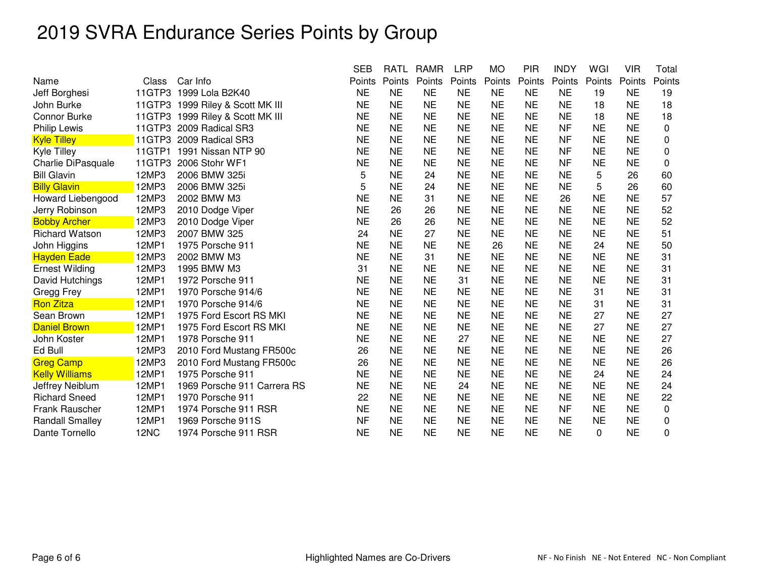# 2019 SVRA Endurance Series Points by Group

| Name | Class | Car Info | SEB Points | RATL Points | RAMR Points | LRP Points | MO Points | PIR Points | INDY Points | WGI Points | VIR Points | Total Points |
|---|---|---|---|---|---|---|---|---|---|---|---|---|
| Jeff Borghesi | 11GTP3 | 1999 Lola B2K40 | NE | NE | NE | NE | NE | NE | NE | 19 | NE | 19 |
| John Burke | 11GTP3 | 1999 Riley & Scott MK III | NE | NE | NE | NE | NE | NE | NE | 18 | NE | 18 |
| Connor Burke | 11GTP3 | 1999 Riley & Scott MK III | NE | NE | NE | NE | NE | NE | NE | 18 | NE | 18 |
| Philip Lewis | 11GTP3 | 2009 Radical SR3 | NE | NE | NE | NE | NE | NE | NF | NE | NE | 0 |
| Kyle Tilley | 11GTP3 | 2009 Radical SR3 | NE | NE | NE | NE | NE | NE | NF | NE | NE | 0 |
| Kyle Tilley | 11GTP1 | 1991 Nissan NTP 90 | NE | NE | NE | NE | NE | NE | NF | NE | NE | 0 |
| Charlie DiPasquale | 11GTP3 | 2006 Stohr WF1 | NE | NE | NE | NE | NE | NE | NF | NE | NE | 0 |
| Bill Glavin | 12MP3 | 2006 BMW 325i | 5 | NE | 24 | NE | NE | NE | NE | 5 | 26 | 60 |
| Billy Glavin | 12MP3 | 2006 BMW 325i | 5 | NE | 24 | NE | NE | NE | NE | 5 | 26 | 60 |
| Howard Liebengood | 12MP3 | 2002 BMW M3 | NE | NE | 31 | NE | NE | NE | 26 | NE | NE | 57 |
| Jerry Robinson | 12MP3 | 2010 Dodge Viper | NE | 26 | 26 | NE | NE | NE | NE | NE | NE | 52 |
| Bobby Archer | 12MP3 | 2010 Dodge Viper | NE | 26 | 26 | NE | NE | NE | NE | NE | NE | 52 |
| Richard Watson | 12MP3 | 2007 BMW 325 | 24 | NE | 27 | NE | NE | NE | NE | NE | NE | 51 |
| John Higgins | 12MP1 | 1975 Porsche 911 | NE | NE | NE | NE | 26 | NE | NE | 24 | NE | 50 |
| Hayden Eade | 12MP3 | 2002 BMW M3 | NE | NE | 31 | NE | NE | NE | NE | NE | NE | 31 |
| Ernest Wilding | 12MP3 | 1995 BMW M3 | 31 | NE | NE | NE | NE | NE | NE | NE | NE | 31 |
| David Hutchings | 12MP1 | 1972 Porsche 911 | NE | NE | NE | 31 | NE | NE | NE | NE | NE | 31 |
| Gregg Frey | 12MP1 | 1970 Porsche 914/6 | NE | NE | NE | NE | NE | NE | NE | 31 | NE | 31 |
| Ron Zitza | 12MP1 | 1970 Porsche 914/6 | NE | NE | NE | NE | NE | NE | NE | 31 | NE | 31 |
| Sean Brown | 12MP1 | 1975 Ford Escort RS MKI | NE | NE | NE | NE | NE | NE | NE | 27 | NE | 27 |
| Daniel Brown | 12MP1 | 1975 Ford Escort RS MKI | NE | NE | NE | NE | NE | NE | NE | 27 | NE | 27 |
| John Koster | 12MP1 | 1978 Porsche 911 | NE | NE | NE | 27 | NE | NE | NE | NE | NE | 27 |
| Ed Bull | 12MP3 | 2010 Ford Mustang FR500c | 26 | NE | NE | NE | NE | NE | NE | NE | NE | 26 |
| Greg Camp | 12MP3 | 2010 Ford Mustang FR500c | 26 | NE | NE | NE | NE | NE | NE | NE | NE | 26 |
| Kelly Williams | 12MP1 | 1975 Porsche 911 | NE | NE | NE | NE | NE | NE | NE | 24 | NE | 24 |
| Jeffrey Neiblum | 12MP1 | 1969 Porsche 911 Carrera RS | NE | NE | NE | 24 | NE | NE | NE | NE | NE | 24 |
| Richard Sneed | 12MP1 | 1970 Porsche 911 | 22 | NE | NE | NE | NE | NE | NE | NE | NE | 22 |
| Frank Rauscher | 12MP1 | 1974 Porsche 911 RSR | NE | NE | NE | NE | NE | NE | NF | NE | NE | 0 |
| Randall Smalley | 12MP1 | 1969 Porsche 911S | NF | NE | NE | NE | NE | NE | NE | NE | NE | 0 |
| Dante Tornello | 12NC | 1974 Porsche 911 RSR | NE | NE | NE | NE | NE | NE | NE | 0 | NE | 0 |

Highlighted Names are Co-Drivers

NF - No Finish NE - Not Entered NC - Non Compliant